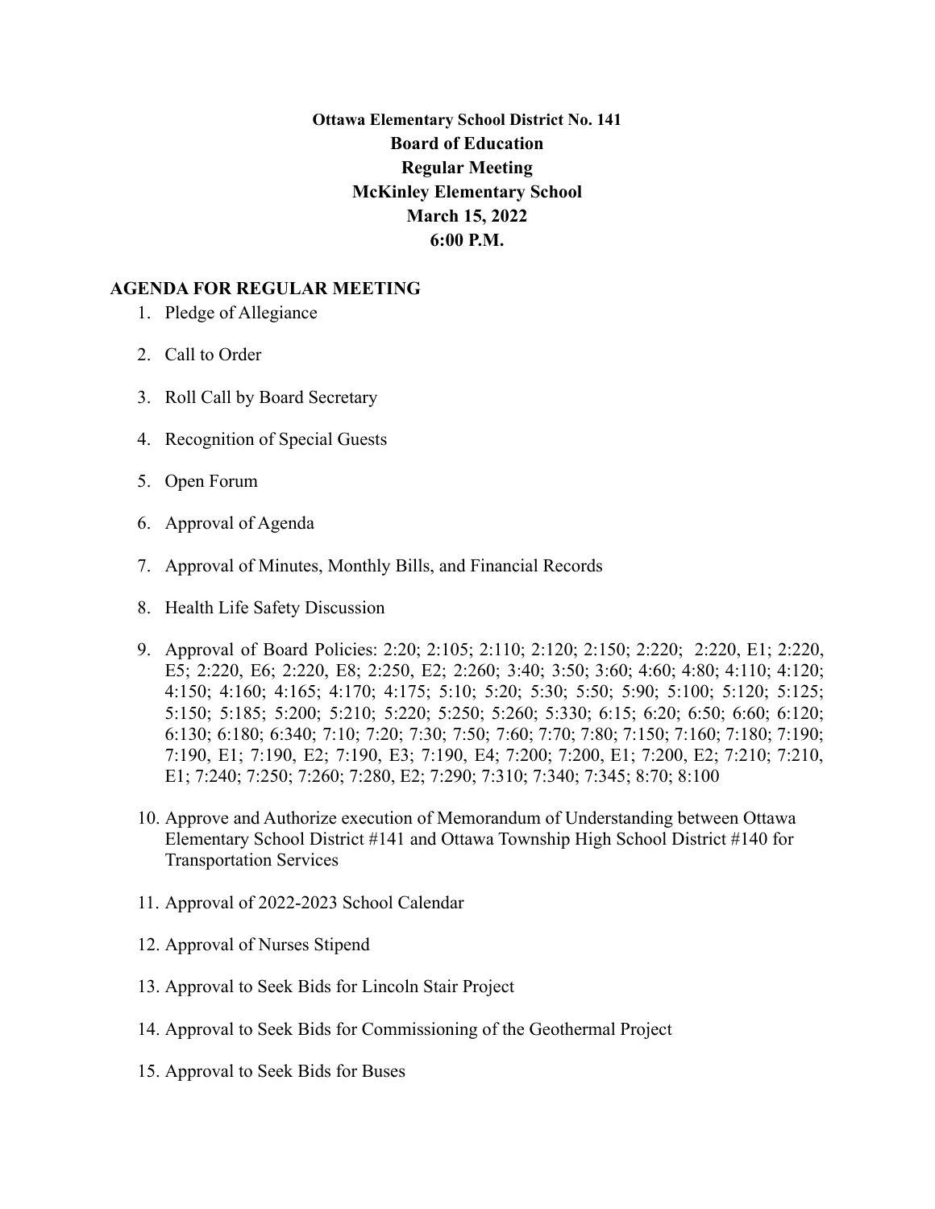**Ottawa Elementary School District No. 141**

**Board of Education**

**Regular Meeting**

**McKinley Elementary School**

**March 15, 2022**

**6:00 P.M.**

## AGENDA FOR REGULAR MEETING

1. Pledge of Allegiance
2. Call to Order
3. Roll Call by Board Secretary
4. Recognition of Special Guests
5. Open Forum
6. Approval of Agenda
7. Approval of Minutes, Monthly Bills, and Financial Records
8. Health Life Safety Discussion
9. Approval of Board Policies: 2:20; 2:105; 2:110; 2:120; 2:150; 2:220; 2:220, E1; 2:220, E5; 2:220, E6; 2:220, E8; 2:250, E2; 2:260; 3:40; 3:50; 3:60; 4:60; 4:80; 4:110; 4:120; 4:150; 4:160; 4:165; 4:170; 4:175; 5:10; 5:20; 5:30; 5:50; 5:90; 5:100; 5:120; 5:125; 5:150; 5:185; 5:200; 5:210; 5:220; 5:250; 5:260; 5:330; 6:15; 6:20; 6:50; 6:60; 6:120; 6:130; 6:180; 6:340; 7:10; 7:20; 7:30; 7:50; 7:60; 7:70; 7:80; 7:150; 7:160; 7:180; 7:190; 7:190, E1; 7:190, E2; 7:190, E3; 7:190, E4; 7:200; 7:200, E1; 7:200, E2; 7:210; 7:210, E1; 7:240; 7:250; 7:260; 7:280, E2; 7:290; 7:310; 7:340; 7:345; 8:70; 8:100
10. Approve and Authorize execution of Memorandum of Understanding between Ottawa Elementary School District #141 and Ottawa Township High School District #140 for Transportation Services
11. Approval of 2022-2023 School Calendar
12. Approval of Nurses Stipend
13. Approval to Seek Bids for Lincoln Stair Project
14. Approval to Seek Bids for Commissioning of the Geothermal Project
15. Approval to Seek Bids for Buses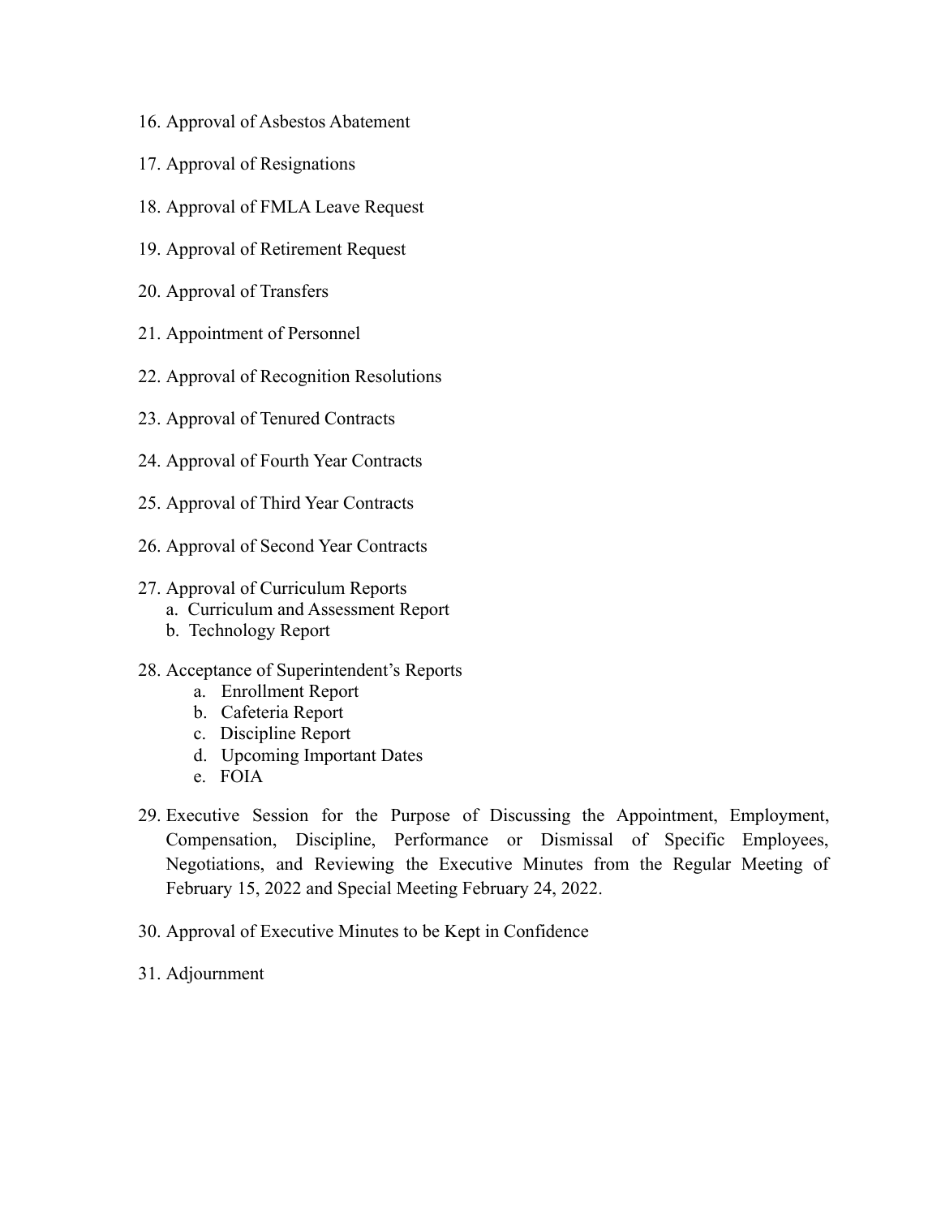16. Approval of Asbestos Abatement

17. Approval of Resignations

18. Approval of FMLA Leave Request

19. Approval of Retirement Request

20. Approval of Transfers

21. Appointment of Personnel

22. Approval of Recognition Resolutions

23. Approval of Tenured Contracts

24. Approval of Fourth Year Contracts

25. Approval of Third Year Contracts

26. Approval of Second Year Contracts

27. Approval of Curriculum Reports
    a. Curriculum and Assessment Report
    b. Technology Report

28. Acceptance of Superintendent's Reports
    a. Enrollment Report
    b. Cafeteria Report
    c. Discipline Report
    d. Upcoming Important Dates
    e. FOIA

29. Executive Session for the Purpose of Discussing the Appointment, Employment, Compensation, Discipline, Performance or Dismissal of Specific Employees, Negotiations, and Reviewing the Executive Minutes from the Regular Meeting of February 15, 2022 and Special Meeting February 24, 2022.

30. Approval of Executive Minutes to be Kept in Confidence

31. Adjournment